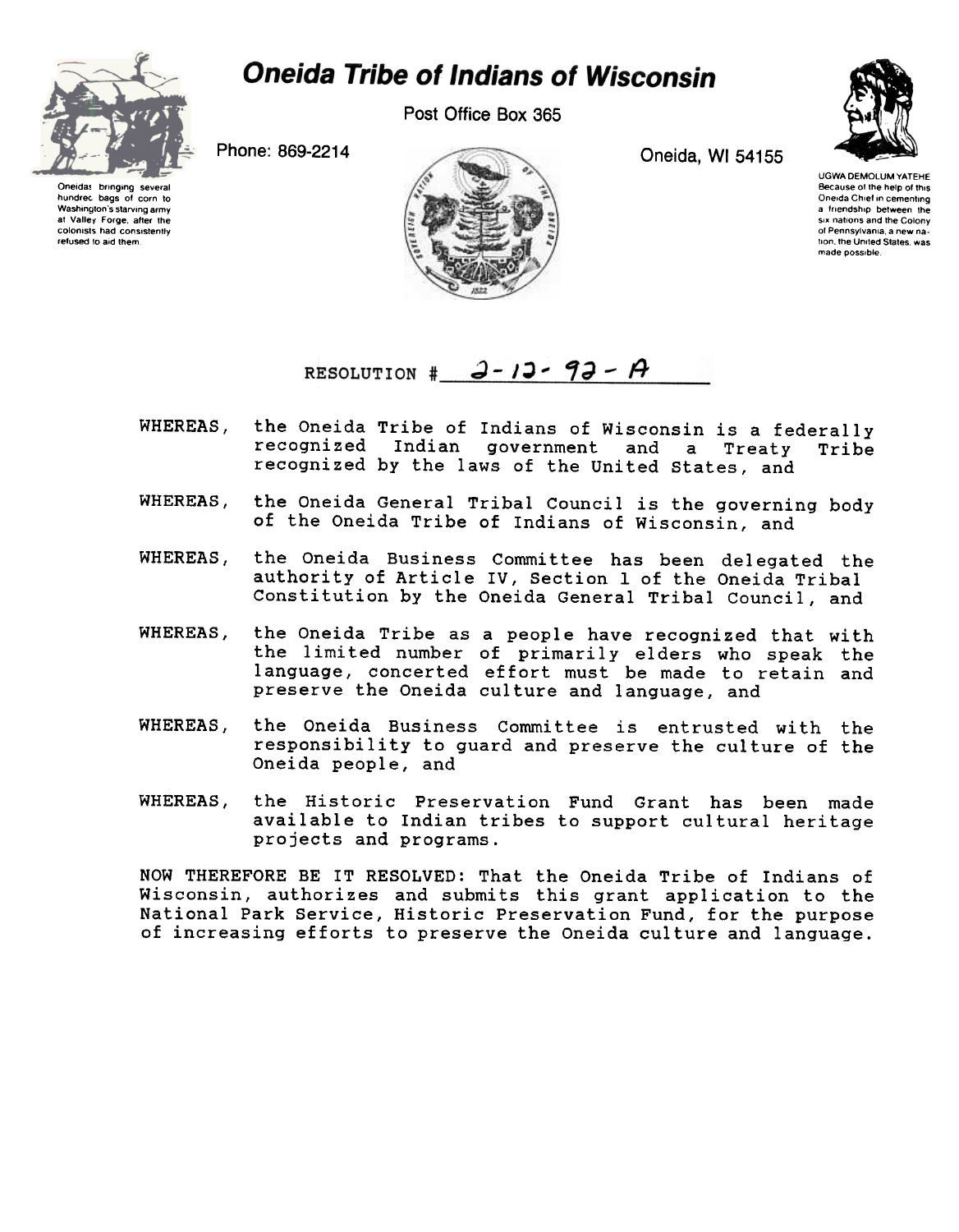# Oneida Tribe of Indians of Wisconsin

Post Office Box 365

Phone: 869-2214

Oneida, WI 54155

Oneidas bringing several hundred bags of corn to Washington's starving army at Valley Forge, after the colonists had consistently refused to aid them.

UGWA DEMOLUM YATEHE
Because of the help of this Oneida Chief in cementing a friendship between the six nations and the Colony of Pennsylvania, a new nation, the United States, was made possible.

RESOLUTION # 2-12-92-A

WHEREAS, the Oneida Tribe of Indians of Wisconsin is a federally recognized Indian government and a Treaty Tribe recognized by the laws of the United States, and

WHEREAS, the Oneida General Tribal Council is the governing body of the Oneida Tribe of Indians of Wisconsin, and

WHEREAS, the Oneida Business Committee has been delegated the authority of Article IV, Section 1 of the Oneida Tribal Constitution by the Oneida General Tribal Council, and

WHEREAS, the Oneida Tribe as a people have recognized that with the limited number of primarily elders who speak the language, concerted effort must be made to retain and preserve the Oneida culture and language, and

WHEREAS, the Oneida Business Committee is entrusted with the responsibility to guard and preserve the culture of the Oneida people, and

WHEREAS, the Historic Preservation Fund Grant has been made available to Indian tribes to support cultural heritage projects and programs.

NOW THEREFORE BE IT RESOLVED: That the Oneida Tribe of Indians of Wisconsin, authorizes and submits this grant application to the National Park Service, Historic Preservation Fund, for the purpose of increasing efforts to preserve the Oneida culture and language.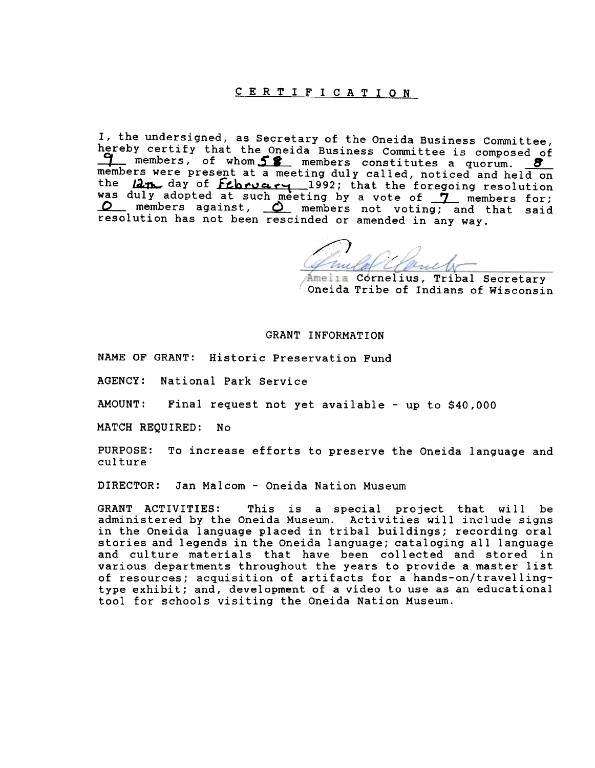## CERTIFICATION

I, the undersigned, as Secretary of the Oneida Business Committee, hereby certify that the Oneida Business Committee is composed of 9 members, of whom 5 members constitutes a quorum. 8 members were present at a meeting duly called, noticed and held on the 12th day of February 1992; that the foregoing resolution was duly adopted at such meeting by a vote of 7 members for; 0 members against, 0 members not voting; and that said resolution has not been rescinded or amended in any way.

Amelia Cornelius, Tribal Secretary
Oneida Tribe of Indians of Wisconsin

GRANT INFORMATION

NAME OF GRANT: Historic Preservation Fund

AGENCY: National Park Service

AMOUNT: Final request not yet available - up to $40,000

MATCH REQUIRED: No

PURPOSE: To increase efforts to preserve the Oneida language and culture

DIRECTOR: Jan Malcom - Oneida Nation Museum

GRANT ACTIVITIES: This is a special project that will be administered by the Oneida Museum. Activities will include signs in the Oneida language placed in tribal buildings; recording oral stories and legends in the Oneida language; cataloging all language and culture materials that have been collected and stored in various departments throughout the years to provide a master list of resources; acquisition of artifacts for a hands-on/travelling-type exhibit; and, development of a video to use as an educational tool for schools visiting the Oneida Nation Museum.